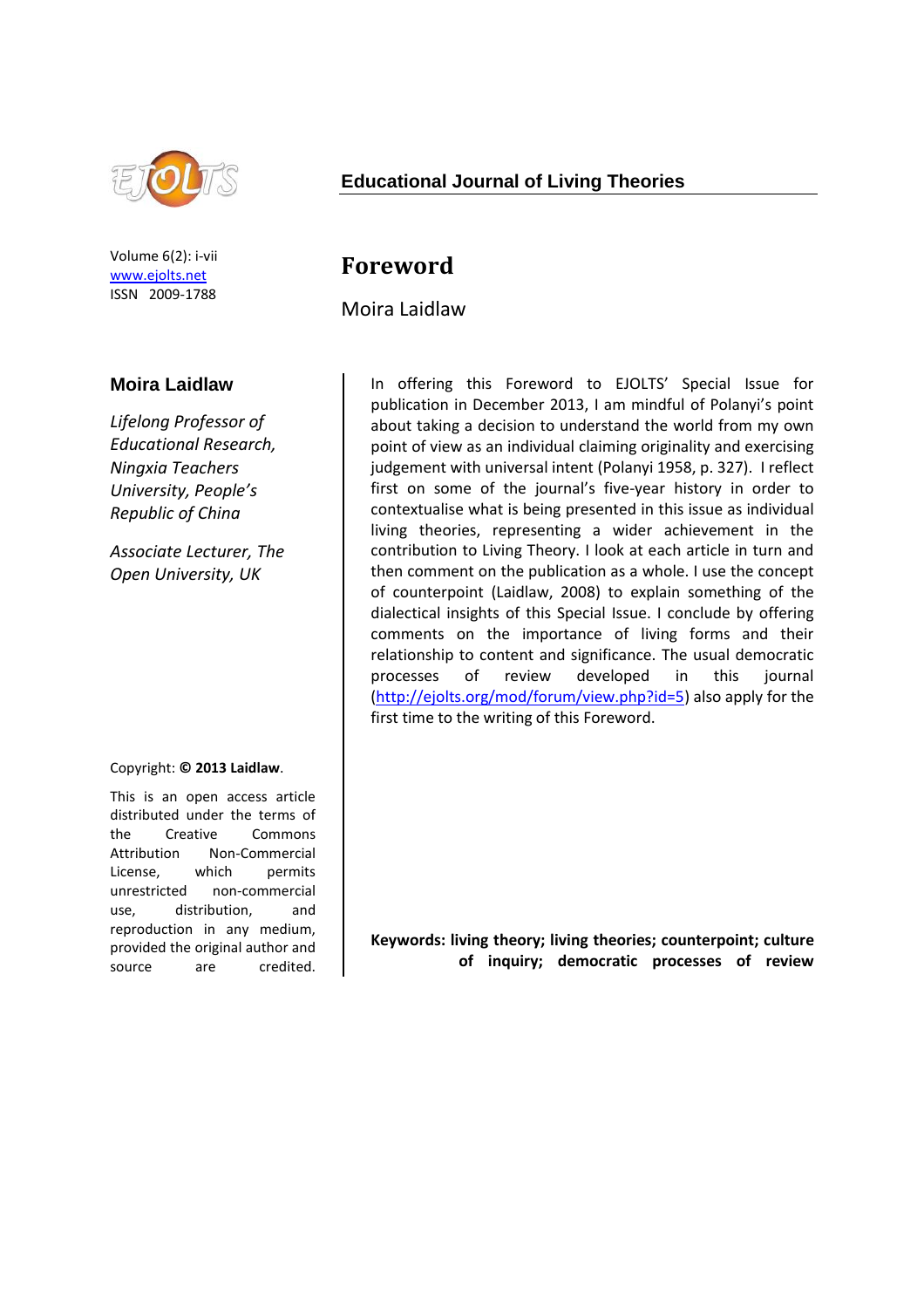**Educational Journal of Living Theories**

Volume 6(2): i-vii
www.ejolts.net
ISSN 2009-1788

# Foreword

Moira Laidlaw

**Moira Laidlaw**

*Lifelong Professor of Educational Research, Ningxia Teachers University, People's Republic of China*

*Associate Lecturer, The Open University, UK*

Copyright: **© 2013 Laidlaw**.

This is an open access article distributed under the terms of the Creative Commons Attribution Non-Commercial License, which permits unrestricted non-commercial use, distribution, and reproduction in any medium, provided the original author and source are credited.

In offering this Foreword to EJOLTS' Special Issue for publication in December 2013, I am mindful of Polanyi's point about taking a decision to understand the world from my own point of view as an individual claiming originality and exercising judgement with universal intent (Polanyi 1958, p. 327). I reflect first on some of the journal's five-year history in order to contextualise what is being presented in this issue as individual living theories, representing a wider achievement in the contribution to Living Theory. I look at each article in turn and then comment on the publication as a whole. I use the concept of counterpoint (Laidlaw, 2008) to explain something of the dialectical insights of this Special Issue. I conclude by offering comments on the importance of living forms and their relationship to content and significance. The usual democratic processes of review developed in this journal (http://ejolts.org/mod/forum/view.php?id=5) also apply for the first time to the writing of this Foreword.

**Keywords: living theory; living theories; counterpoint; culture of inquiry; democratic processes of review**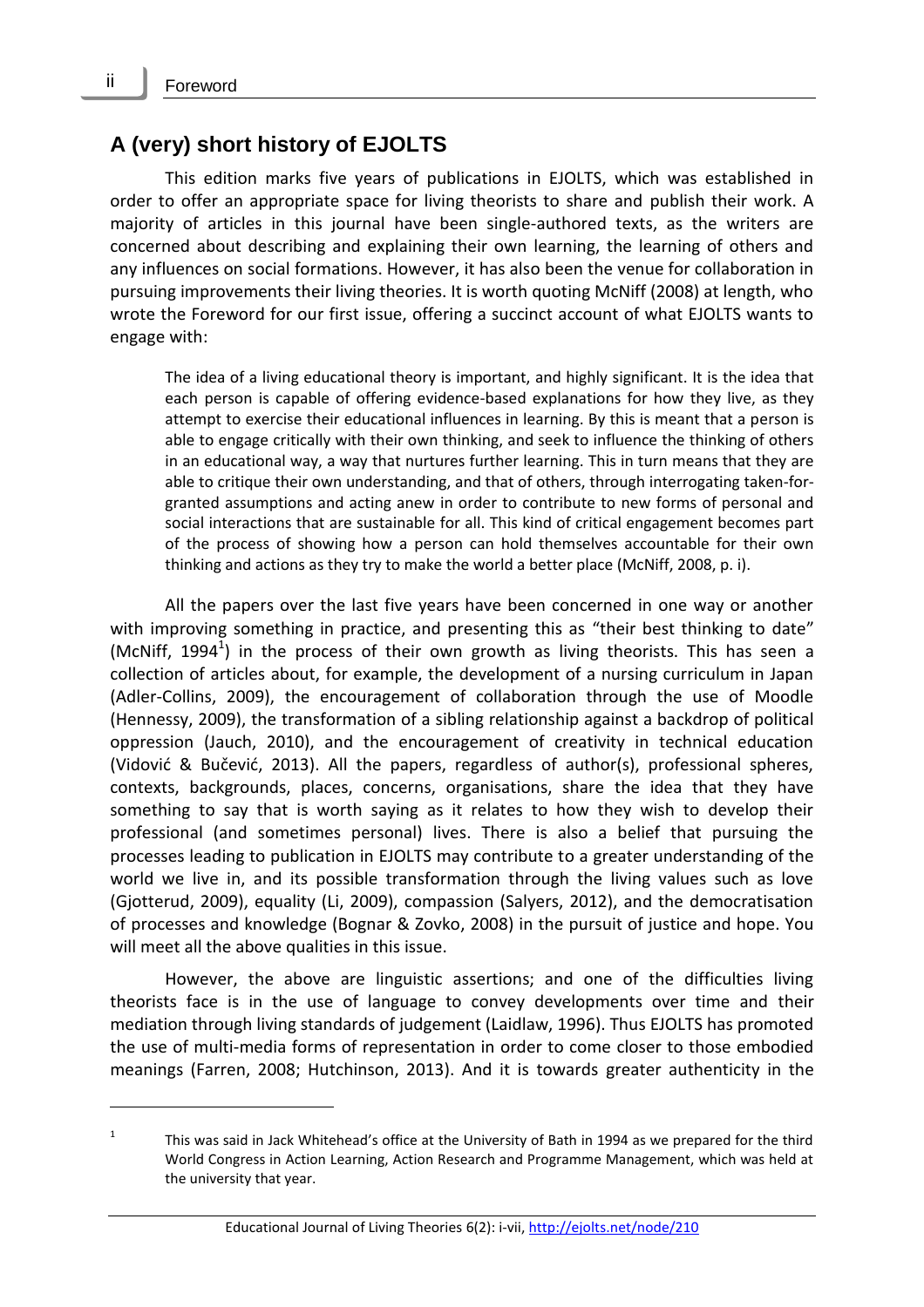## A (very) short history of EJOLTS

This edition marks five years of publications in EJOLTS, which was established in order to offer an appropriate space for living theorists to share and publish their work. A majority of articles in this journal have been single-authored texts, as the writers are concerned about describing and explaining their own learning, the learning of others and any influences on social formations. However, it has also been the venue for collaboration in pursuing improvements their living theories. It is worth quoting McNiff (2008) at length, who wrote the Foreword for our first issue, offering a succinct account of what EJOLTS wants to engage with:

> The idea of a living educational theory is important, and highly significant. It is the idea that each person is capable of offering evidence-based explanations for how they live, as they attempt to exercise their educational influences in learning. By this is meant that a person is able to engage critically with their own thinking, and seek to influence the thinking of others in an educational way, a way that nurtures further learning. This in turn means that they are able to critique their own understanding, and that of others, through interrogating taken-for-granted assumptions and acting anew in order to contribute to new forms of personal and social interactions that are sustainable for all. This kind of critical engagement becomes part of the process of showing how a person can hold themselves accountable for their own thinking and actions as they try to make the world a better place (McNiff, 2008, p. i).

All the papers over the last five years have been concerned in one way or another with improving something in practice, and presenting this as "their best thinking to date" (McNiff, 1994[1]) in the process of their own growth as living theorists. This has seen a collection of articles about, for example, the development of a nursing curriculum in Japan (Adler-Collins, 2009), the encouragement of collaboration through the use of Moodle (Hennessy, 2009), the transformation of a sibling relationship against a backdrop of political oppression (Jauch, 2010), and the encouragement of creativity in technical education (Vidović & Bučević, 2013). All the papers, regardless of author(s), professional spheres, contexts, backgrounds, places, concerns, organisations, share the idea that they have something to say that is worth saying as it relates to how they wish to develop their professional (and sometimes personal) lives. There is also a belief that pursuing the processes leading to publication in EJOLTS may contribute to a greater understanding of the world we live in, and its possible transformation through the living values such as love (Gjotterud, 2009), equality (Li, 2009), compassion (Salyers, 2012), and the democratisation of processes and knowledge (Bognar & Zovko, 2008) in the pursuit of justice and hope. You will meet all the above qualities in this issue.

However, the above are linguistic assertions; and one of the difficulties living theorists face is in the use of language to convey developments over time and their mediation through living standards of judgement (Laidlaw, 1996). Thus EJOLTS has promoted the use of multi-media forms of representation in order to come closer to those embodied meanings (Farren, 2008; Hutchinson, 2013). And it is towards greater authenticity in the

---

[1] This was said in Jack Whitehead's office at the University of Bath in 1994 as we prepared for the third World Congress in Action Learning, Action Research and Programme Management, which was held at the university that year.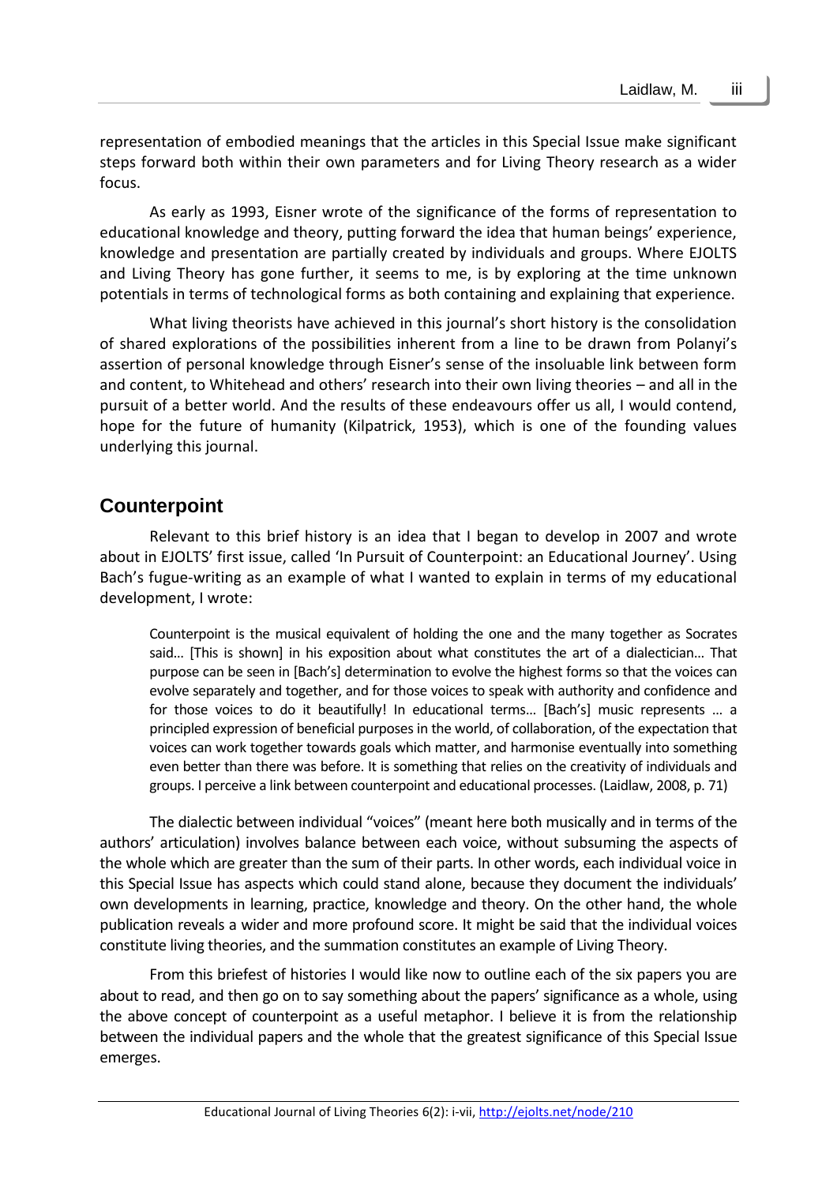representation of embodied meanings that the articles in this Special Issue make significant steps forward both within their own parameters and for Living Theory research as a wider focus.

As early as 1993, Eisner wrote of the significance of the forms of representation to educational knowledge and theory, putting forward the idea that human beings' experience, knowledge and presentation are partially created by individuals and groups. Where EJOLTS and Living Theory has gone further, it seems to me, is by exploring at the time unknown potentials in terms of technological forms as both containing and explaining that experience.

What living theorists have achieved in this journal's short history is the consolidation of shared explorations of the possibilities inherent from a line to be drawn from Polanyi's assertion of personal knowledge through Eisner's sense of the insoluable link between form and content, to Whitehead and others' research into their own living theories – and all in the pursuit of a better world. And the results of these endeavours offer us all, I would contend, hope for the future of humanity (Kilpatrick, 1953), which is one of the founding values underlying this journal.

## Counterpoint

Relevant to this brief history is an idea that I began to develop in 2007 and wrote about in EJOLTS' first issue, called 'In Pursuit of Counterpoint: an Educational Journey'. Using Bach's fugue-writing as an example of what I wanted to explain in terms of my educational development, I wrote:

> Counterpoint is the musical equivalent of holding the one and the many together as Socrates said… [This is shown] in his exposition about what constitutes the art of a dialectician… That purpose can be seen in [Bach's] determination to evolve the highest forms so that the voices can evolve separately and together, and for those voices to speak with authority and confidence and for those voices to do it beautifully! In educational terms… [Bach's] music represents … a principled expression of beneficial purposes in the world, of collaboration, of the expectation that voices can work together towards goals which matter, and harmonise eventually into something even better than there was before. It is something that relies on the creativity of individuals and groups. I perceive a link between counterpoint and educational processes. (Laidlaw, 2008, p. 71)

The dialectic between individual "voices" (meant here both musically and in terms of the authors' articulation) involves balance between each voice, without subsuming the aspects of the whole which are greater than the sum of their parts. In other words, each individual voice in this Special Issue has aspects which could stand alone, because they document the individuals' own developments in learning, practice, knowledge and theory. On the other hand, the whole publication reveals a wider and more profound score. It might be said that the individual voices constitute living theories, and the summation constitutes an example of Living Theory.

From this briefest of histories I would like now to outline each of the six papers you are about to read, and then go on to say something about the papers' significance as a whole, using the above concept of counterpoint as a useful metaphor. I believe it is from the relationship between the individual papers and the whole that the greatest significance of this Special Issue emerges.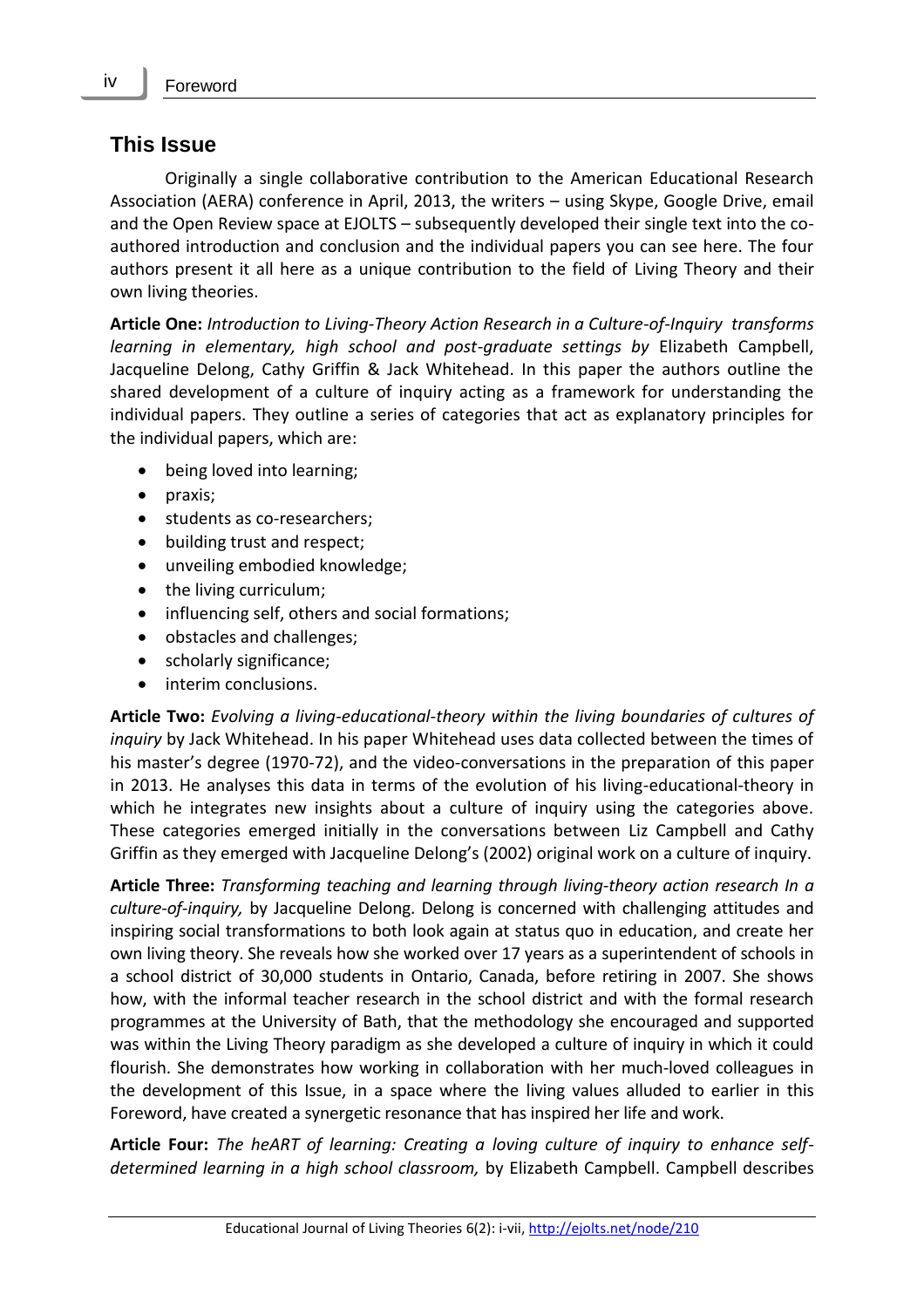## This Issue

Originally a single collaborative contribution to the American Educational Research Association (AERA) conference in April, 2013, the writers – using Skype, Google Drive, email and the Open Review space at EJOLTS – subsequently developed their single text into the co-authored introduction and conclusion and the individual papers you can see here. The four authors present it all here as a unique contribution to the field of Living Theory and their own living theories.

**Article One:** *Introduction to Living-Theory Action Research in a Culture-of-Inquiry transforms learning in elementary, high school and post-graduate settings by* Elizabeth Campbell, Jacqueline Delong, Cathy Griffin & Jack Whitehead. In this paper the authors outline the shared development of a culture of inquiry acting as a framework for understanding the individual papers. They outline a series of categories that act as explanatory principles for the individual papers, which are:

- being loved into learning;
- praxis;
- students as co-researchers;
- building trust and respect;
- unveiling embodied knowledge;
- the living curriculum;
- influencing self, others and social formations;
- obstacles and challenges;
- scholarly significance;
- interim conclusions.

**Article Two:** *Evolving a living-educational-theory within the living boundaries of cultures of inquiry* by Jack Whitehead. In his paper Whitehead uses data collected between the times of his master's degree (1970-72), and the video-conversations in the preparation of this paper in 2013. He analyses this data in terms of the evolution of his living-educational-theory in which he integrates new insights about a culture of inquiry using the categories above. These categories emerged initially in the conversations between Liz Campbell and Cathy Griffin as they emerged with Jacqueline Delong's (2002) original work on a culture of inquiry.

**Article Three:** *Transforming teaching and learning through living-theory action research In a culture-of-inquiry,* by Jacqueline Delong. Delong is concerned with challenging attitudes and inspiring social transformations to both look again at status quo in education, and create her own living theory. She reveals how she worked over 17 years as a superintendent of schools in a school district of 30,000 students in Ontario, Canada, before retiring in 2007. She shows how, with the informal teacher research in the school district and with the formal research programmes at the University of Bath, that the methodology she encouraged and supported was within the Living Theory paradigm as she developed a culture of inquiry in which it could flourish. She demonstrates how working in collaboration with her much-loved colleagues in the development of this Issue, in a space where the living values alluded to earlier in this Foreword, have created a synergetic resonance that has inspired her life and work.

**Article Four:** *The heART of learning: Creating a loving culture of inquiry to enhance self-determined learning in a high school classroom,* by Elizabeth Campbell. Campbell describes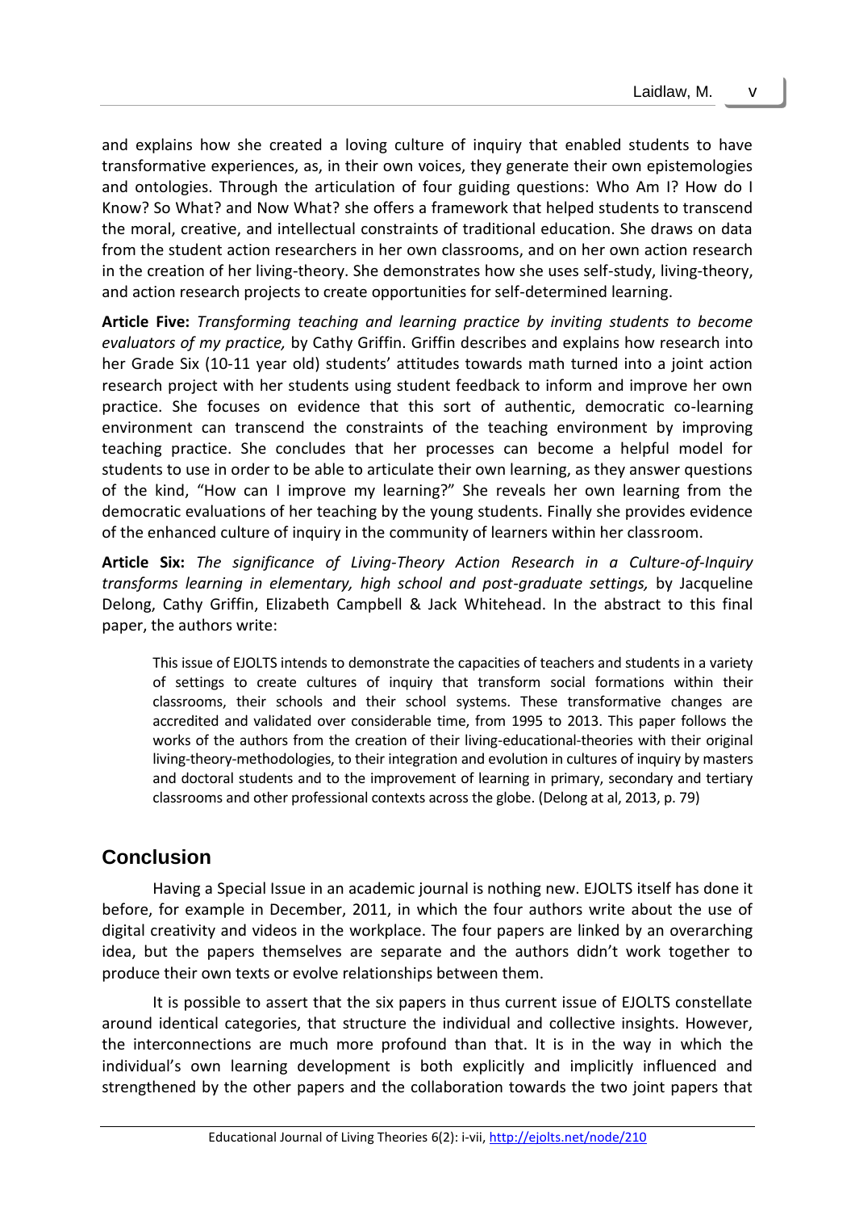and explains how she created a loving culture of inquiry that enabled students to have transformative experiences, as, in their own voices, they generate their own epistemologies and ontologies. Through the articulation of four guiding questions: Who Am I? How do I Know? So What? and Now What? she offers a framework that helped students to transcend the moral, creative, and intellectual constraints of traditional education. She draws on data from the student action researchers in her own classrooms, and on her own action research in the creation of her living-theory. She demonstrates how she uses self-study, living-theory, and action research projects to create opportunities for self-determined learning.

**Article Five:** *Transforming teaching and learning practice by inviting students to become evaluators of my practice,* by Cathy Griffin. Griffin describes and explains how research into her Grade Six (10-11 year old) students' attitudes towards math turned into a joint action research project with her students using student feedback to inform and improve her own practice. She focuses on evidence that this sort of authentic, democratic co-learning environment can transcend the constraints of the teaching environment by improving teaching practice. She concludes that her processes can become a helpful model for students to use in order to be able to articulate their own learning, as they answer questions of the kind, "How can I improve my learning?" She reveals her own learning from the democratic evaluations of her teaching by the young students. Finally she provides evidence of the enhanced culture of inquiry in the community of learners within her classroom.

**Article Six:** *The significance of Living-Theory Action Research in a Culture-of-Inquiry transforms learning in elementary, high school and post-graduate settings,* by Jacqueline Delong, Cathy Griffin, Elizabeth Campbell & Jack Whitehead. In the abstract to this final paper, the authors write:

> This issue of EJOLTS intends to demonstrate the capacities of teachers and students in a variety of settings to create cultures of inquiry that transform social formations within their classrooms, their schools and their school systems. These transformative changes are accredited and validated over considerable time, from 1995 to 2013. This paper follows the works of the authors from the creation of their living-educational-theories with their original living-theory-methodologies, to their integration and evolution in cultures of inquiry by masters and doctoral students and to the improvement of learning in primary, secondary and tertiary classrooms and other professional contexts across the globe. (Delong at al, 2013, p. 79)

## Conclusion

Having a Special Issue in an academic journal is nothing new. EJOLTS itself has done it before, for example in December, 2011, in which the four authors write about the use of digital creativity and videos in the workplace. The four papers are linked by an overarching idea, but the papers themselves are separate and the authors didn't work together to produce their own texts or evolve relationships between them.

It is possible to assert that the six papers in thus current issue of EJOLTS constellate around identical categories, that structure the individual and collective insights. However, the interconnections are much more profound than that. It is in the way in which the individual's own learning development is both explicitly and implicitly influenced and strengthened by the other papers and the collaboration towards the two joint papers that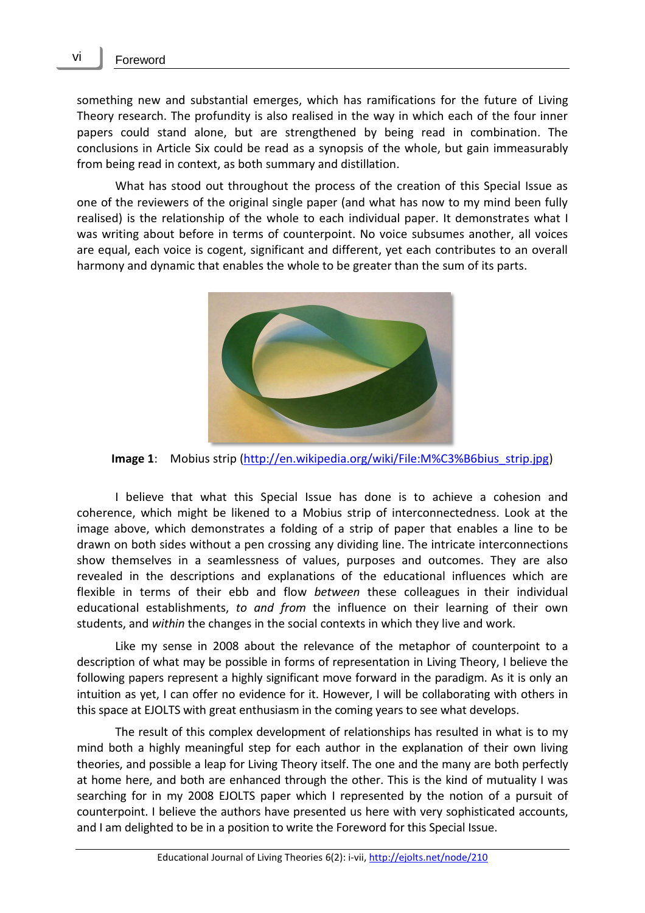something new and substantial emerges, which has ramifications for the future of Living Theory research. The profundity is also realised in the way in which each of the four inner papers could stand alone, but are strengthened by being read in combination. The conclusions in Article Six could be read as a synopsis of the whole, but gain immeasurably from being read in context, as both summary and distillation.

What has stood out throughout the process of the creation of this Special Issue as one of the reviewers of the original single paper (and what has now to my mind been fully realised) is the relationship of the whole to each individual paper. It demonstrates what I was writing about before in terms of counterpoint. No voice subsumes another, all voices are equal, each voice is cogent, significant and different, yet each contributes to an overall harmony and dynamic that enables the whole to be greater than the sum of its parts.

**Image 1**: Mobius strip (http://en.wikipedia.org/wiki/File:M%C3%B6bius_strip.jpg)

I believe that what this Special Issue has done is to achieve a cohesion and coherence, which might be likened to a Mobius strip of interconnectedness. Look at the image above, which demonstrates a folding of a strip of paper that enables a line to be drawn on both sides without a pen crossing any dividing line. The intricate interconnections show themselves in a seamlessness of values, purposes and outcomes. They are also revealed in the descriptions and explanations of the educational influences which are flexible in terms of their ebb and flow *between* these colleagues in their individual educational establishments, *to and from* the influence on their learning of their own students, and *within* the changes in the social contexts in which they live and work.

Like my sense in 2008 about the relevance of the metaphor of counterpoint to a description of what may be possible in forms of representation in Living Theory, I believe the following papers represent a highly significant move forward in the paradigm. As it is only an intuition as yet, I can offer no evidence for it. However, I will be collaborating with others in this space at EJOLTS with great enthusiasm in the coming years to see what develops.

The result of this complex development of relationships has resulted in what is to my mind both a highly meaningful step for each author in the explanation of their own living theories, and possible a leap for Living Theory itself. The one and the many are both perfectly at home here, and both are enhanced through the other. This is the kind of mutuality I was searching for in my 2008 EJOLTS paper which I represented by the notion of a pursuit of counterpoint. I believe the authors have presented us here with very sophisticated accounts, and I am delighted to be in a position to write the Foreword for this Special Issue.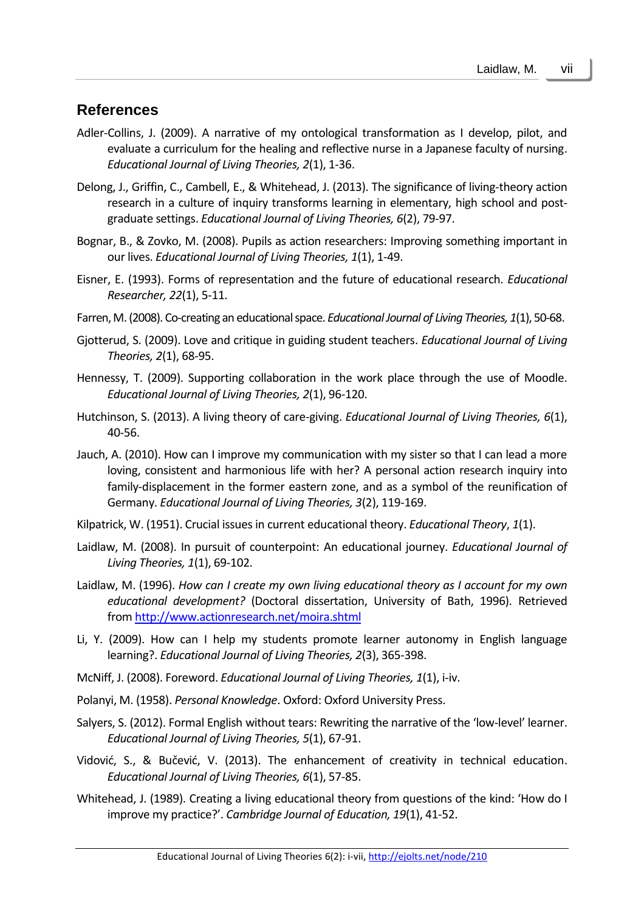## References

Adler-Collins, J. (2009). A narrative of my ontological transformation as I develop, pilot, and evaluate a curriculum for the healing and reflective nurse in a Japanese faculty of nursing. *Educational Journal of Living Theories, 2*(1), 1-36.

Delong, J., Griffin, C., Cambell, E., & Whitehead, J. (2013). The significance of living-theory action research in a culture of inquiry transforms learning in elementary, high school and post-graduate settings. *Educational Journal of Living Theories, 6*(2), 79-97.

Bognar, B., & Zovko, M. (2008). Pupils as action researchers: Improving something important in our lives. *Educational Journal of Living Theories, 1*(1), 1-49.

Eisner, E. (1993). Forms of representation and the future of educational research. *Educational Researcher, 22*(1), 5-11.

Farren, M. (2008). Co-creating an educational space. *Educational Journal of Living Theories, 1*(1), 50-68.

Gjotterud, S. (2009). Love and critique in guiding student teachers. *Educational Journal of Living Theories, 2*(1), 68-95.

Hennessy, T. (2009). Supporting collaboration in the work place through the use of Moodle. *Educational Journal of Living Theories, 2*(1), 96-120.

Hutchinson, S. (2013). A living theory of care-giving. *Educational Journal of Living Theories, 6*(1), 40-56.

Jauch, A. (2010). How can I improve my communication with my sister so that I can lead a more loving, consistent and harmonious life with her? A personal action research inquiry into family-displacement in the former eastern zone, and as a symbol of the reunification of Germany. *Educational Journal of Living Theories, 3*(2), 119-169.

Kilpatrick, W. (1951). Crucial issues in current educational theory. *Educational Theory*, *1*(1).

Laidlaw, M. (2008). In pursuit of counterpoint: An educational journey. *Educational Journal of Living Theories, 1*(1), 69-102.

Laidlaw, M. (1996). *How can I create my own living educational theory as I account for my own educational development?* (Doctoral dissertation, University of Bath, 1996). Retrieved from http://www.actionresearch.net/moira.shtml

Li, Y. (2009). How can I help my students promote learner autonomy in English language learning?. *Educational Journal of Living Theories, 2*(3), 365-398.

McNiff, J. (2008). Foreword. *Educational Journal of Living Theories, 1*(1), i-iv.

Polanyi, M. (1958). *Personal Knowledge*. Oxford: Oxford University Press.

Salyers, S. (2012). Formal English without tears: Rewriting the narrative of the 'low-level' learner. *Educational Journal of Living Theories, 5*(1), 67-91.

Vidović, S., & Bučević, V. (2013). The enhancement of creativity in technical education. *Educational Journal of Living Theories, 6*(1), 57-85.

Whitehead, J. (1989). Creating a living educational theory from questions of the kind: 'How do I improve my practice?'. *Cambridge Journal of Education, 19*(1), 41-52.